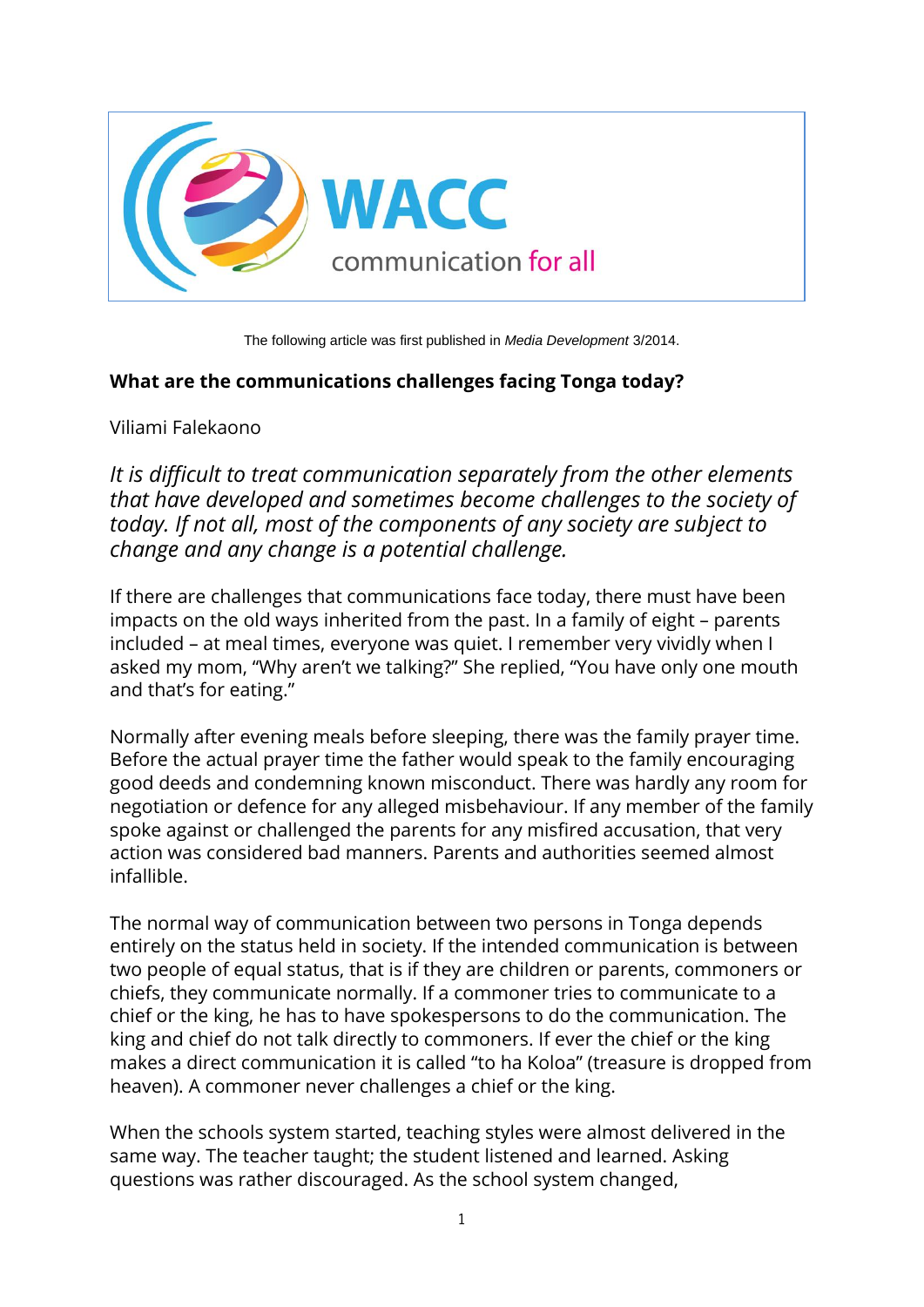WACC
communication for all

The following article was first published in *Media Development* 3/2014.

**What are the communications challenges facing Tonga today?**

Viliami Falekaono

*It is difficult to treat communication separately from the other elements that have developed and sometimes become challenges to the society of today. If not all, most of the components of any society are subject to change and any change is a potential challenge.*

If there are challenges that communications face today, there must have been impacts on the old ways inherited from the past. In a family of eight – parents included – at meal times, everyone was quiet. I remember very vividly when I asked my mom, "Why aren't we talking?" She replied, "You have only one mouth and that's for eating."

Normally after evening meals before sleeping, there was the family prayer time. Before the actual prayer time the father would speak to the family encouraging good deeds and condemning known misconduct. There was hardly any room for negotiation or defence for any alleged misbehaviour. If any member of the family spoke against or challenged the parents for any misfired accusation, that very action was considered bad manners. Parents and authorities seemed almost infallible.

The normal way of communication between two persons in Tonga depends entirely on the status held in society. If the intended communication is between two people of equal status, that is if they are children or parents, commoners or chiefs, they communicate normally. If a commoner tries to communicate to a chief or the king, he has to have spokespersons to do the communication. The king and chief do not talk directly to commoners. If ever the chief or the king makes a direct communication it is called "to ha Koloa" (treasure is dropped from heaven). A commoner never challenges a chief or the king.

When the schools system started, teaching styles were almost delivered in the same way. The teacher taught; the student listened and learned. Asking questions was rather discouraged. As the school system changed,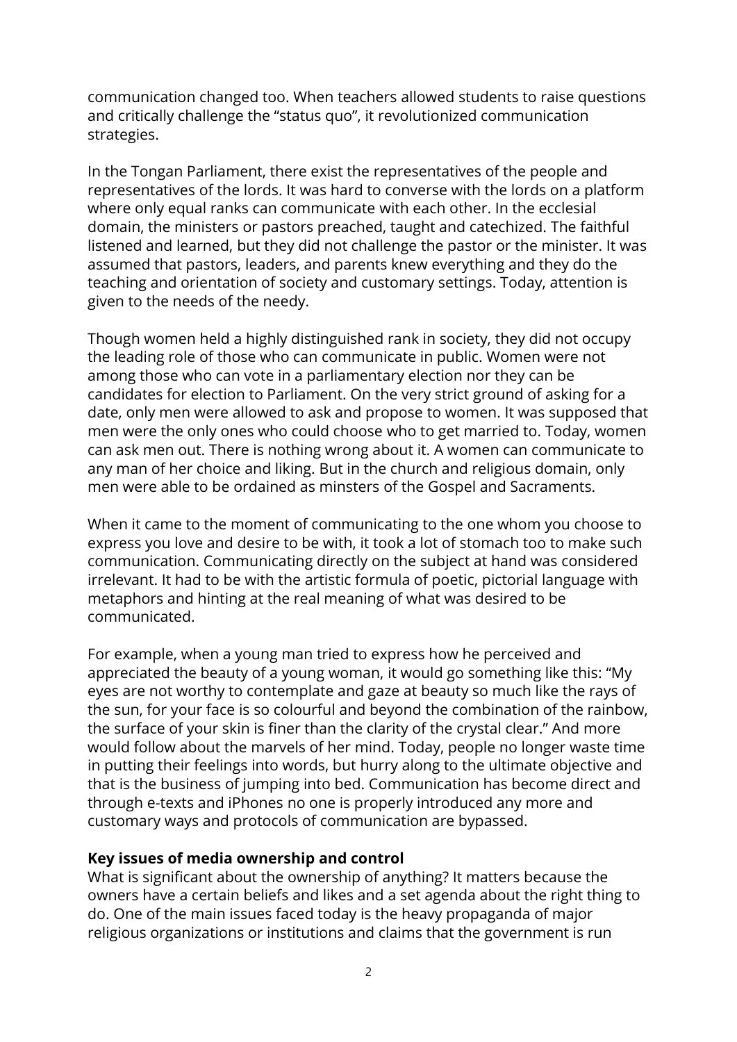communication changed too. When teachers allowed students to raise questions and critically challenge the “status quo”, it revolutionized communication strategies.

In the Tongan Parliament, there exist the representatives of the people and representatives of the lords. It was hard to converse with the lords on a platform where only equal ranks can communicate with each other. In the ecclesial domain, the ministers or pastors preached, taught and catechized. The faithful listened and learned, but they did not challenge the pastor or the minister. It was assumed that pastors, leaders, and parents knew everything and they do the teaching and orientation of society and customary settings. Today, attention is given to the needs of the needy.

Though women held a highly distinguished rank in society, they did not occupy the leading role of those who can communicate in public. Women were not among those who can vote in a parliamentary election nor they can be candidates for election to Parliament. On the very strict ground of asking for a date, only men were allowed to ask and propose to women. It was supposed that men were the only ones who could choose who to get married to. Today, women can ask men out. There is nothing wrong about it. A women can communicate to any man of her choice and liking. But in the church and religious domain, only men were able to be ordained as minsters of the Gospel and Sacraments.

When it came to the moment of communicating to the one whom you choose to express you love and desire to be with, it took a lot of stomach too to make such communication. Communicating directly on the subject at hand was considered irrelevant. It had to be with the artistic formula of poetic, pictorial language with metaphors and hinting at the real meaning of what was desired to be communicated.

For example, when a young man tried to express how he perceived and appreciated the beauty of a young woman, it would go something like this: “My eyes are not worthy to contemplate and gaze at beauty so much like the rays of the sun, for your face is so colourful and beyond the combination of the rainbow, the surface of your skin is finer than the clarity of the crystal clear.” And more would follow about the marvels of her mind. Today, people no longer waste time in putting their feelings into words, but hurry along to the ultimate objective and that is the business of jumping into bed. Communication has become direct and through e-texts and iPhones no one is properly introduced any more and customary ways and protocols of communication are bypassed.

**Key issues of media ownership and control**

What is significant about the ownership of anything? It matters because the owners have a certain beliefs and likes and a set agenda about the right thing to do. One of the main issues faced today is the heavy propaganda of major religious organizations or institutions and claims that the government is run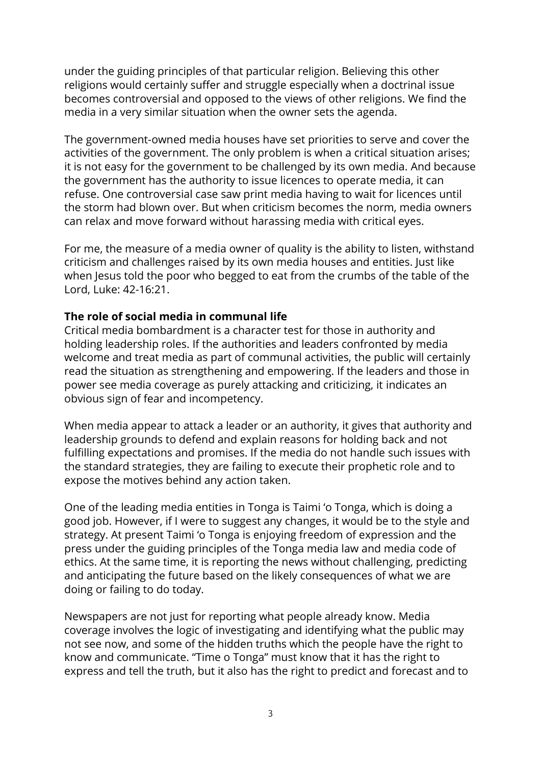under the guiding principles of that particular religion. Believing this other religions would certainly suffer and struggle especially when a doctrinal issue becomes controversial and opposed to the views of other religions. We find the media in a very similar situation when the owner sets the agenda.

The government-owned media houses have set priorities to serve and cover the activities of the government. The only problem is when a critical situation arises; it is not easy for the government to be challenged by its own media. And because the government has the authority to issue licences to operate media, it can refuse. One controversial case saw print media having to wait for licences until the storm had blown over. But when criticism becomes the norm, media owners can relax and move forward without harassing media with critical eyes.

For me, the measure of a media owner of quality is the ability to listen, withstand criticism and challenges raised by its own media houses and entities. Just like when Jesus told the poor who begged to eat from the crumbs of the table of the Lord, Luke: 42-16:21.

**The role of social media in communal life**

Critical media bombardment is a character test for those in authority and holding leadership roles. If the authorities and leaders confronted by media welcome and treat media as part of communal activities, the public will certainly read the situation as strengthening and empowering. If the leaders and those in power see media coverage as purely attacking and criticizing, it indicates an obvious sign of fear and incompetency.

When media appear to attack a leader or an authority, it gives that authority and leadership grounds to defend and explain reasons for holding back and not fulfilling expectations and promises. If the media do not handle such issues with the standard strategies, they are failing to execute their prophetic role and to expose the motives behind any action taken.

One of the leading media entities in Tonga is Taimi ʻo Tonga, which is doing a good job. However, if I were to suggest any changes, it would be to the style and strategy. At present Taimi ʻo Tonga is enjoying freedom of expression and the press under the guiding principles of the Tonga media law and media code of ethics. At the same time, it is reporting the news without challenging, predicting and anticipating the future based on the likely consequences of what we are doing or failing to do today.

Newspapers are not just for reporting what people already know. Media coverage involves the logic of investigating and identifying what the public may not see now, and some of the hidden truths which the people have the right to know and communicate. "Time o Tonga" must know that it has the right to express and tell the truth, but it also has the right to predict and forecast and to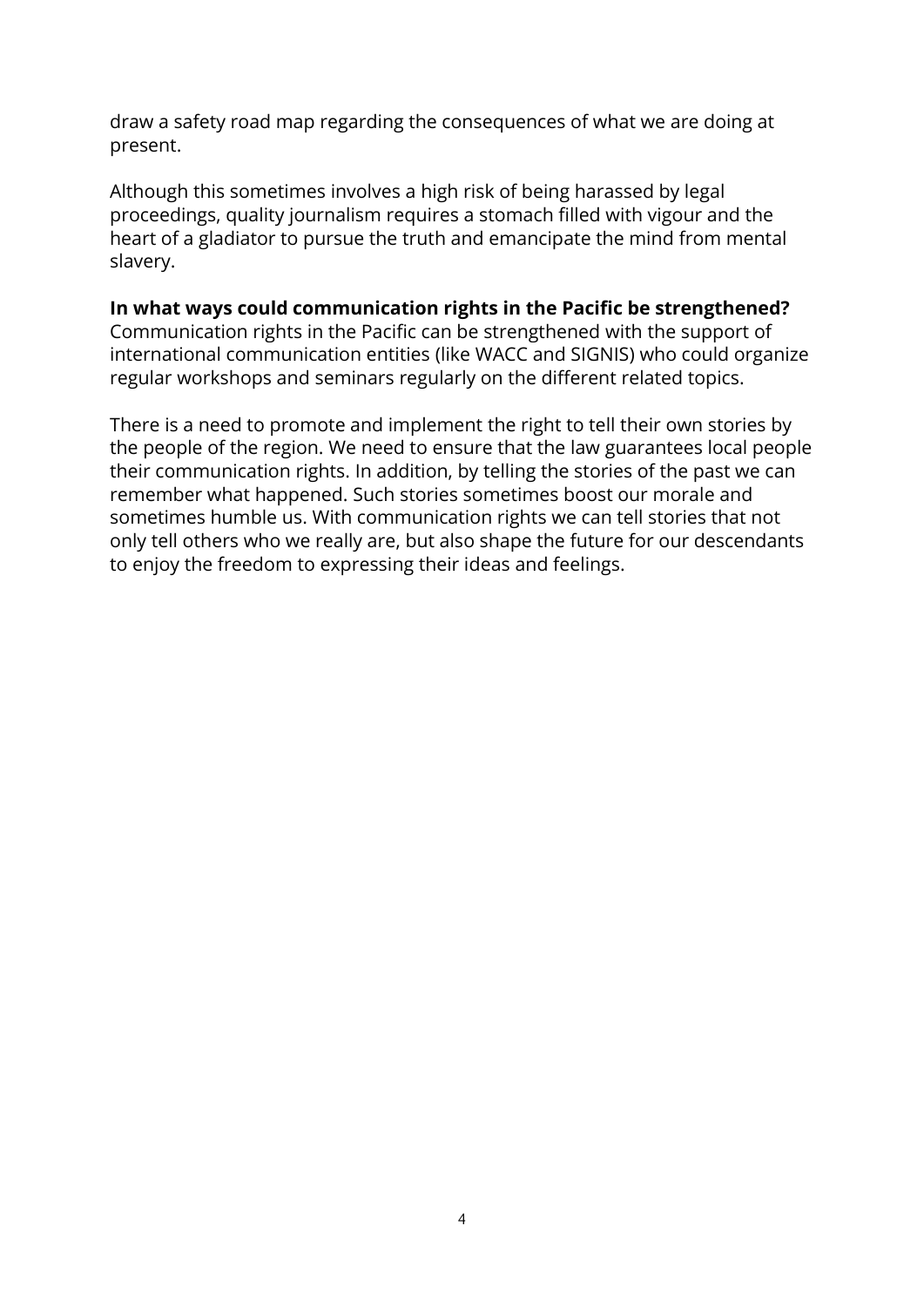draw a safety road map regarding the consequences of what we are doing at present.

Although this sometimes involves a high risk of being harassed by legal proceedings, quality journalism requires a stomach filled with vigour and the heart of a gladiator to pursue the truth and emancipate the mind from mental slavery.

**In what ways could communication rights in the Pacific be strengthened?**
Communication rights in the Pacific can be strengthened with the support of international communication entities (like WACC and SIGNIS) who could organize regular workshops and seminars regularly on the different related topics.

There is a need to promote and implement the right to tell their own stories by the people of the region. We need to ensure that the law guarantees local people their communication rights. In addition, by telling the stories of the past we can remember what happened. Such stories sometimes boost our morale and sometimes humble us. With communication rights we can tell stories that not only tell others who we really are, but also shape the future for our descendants to enjoy the freedom to expressing their ideas and feelings.